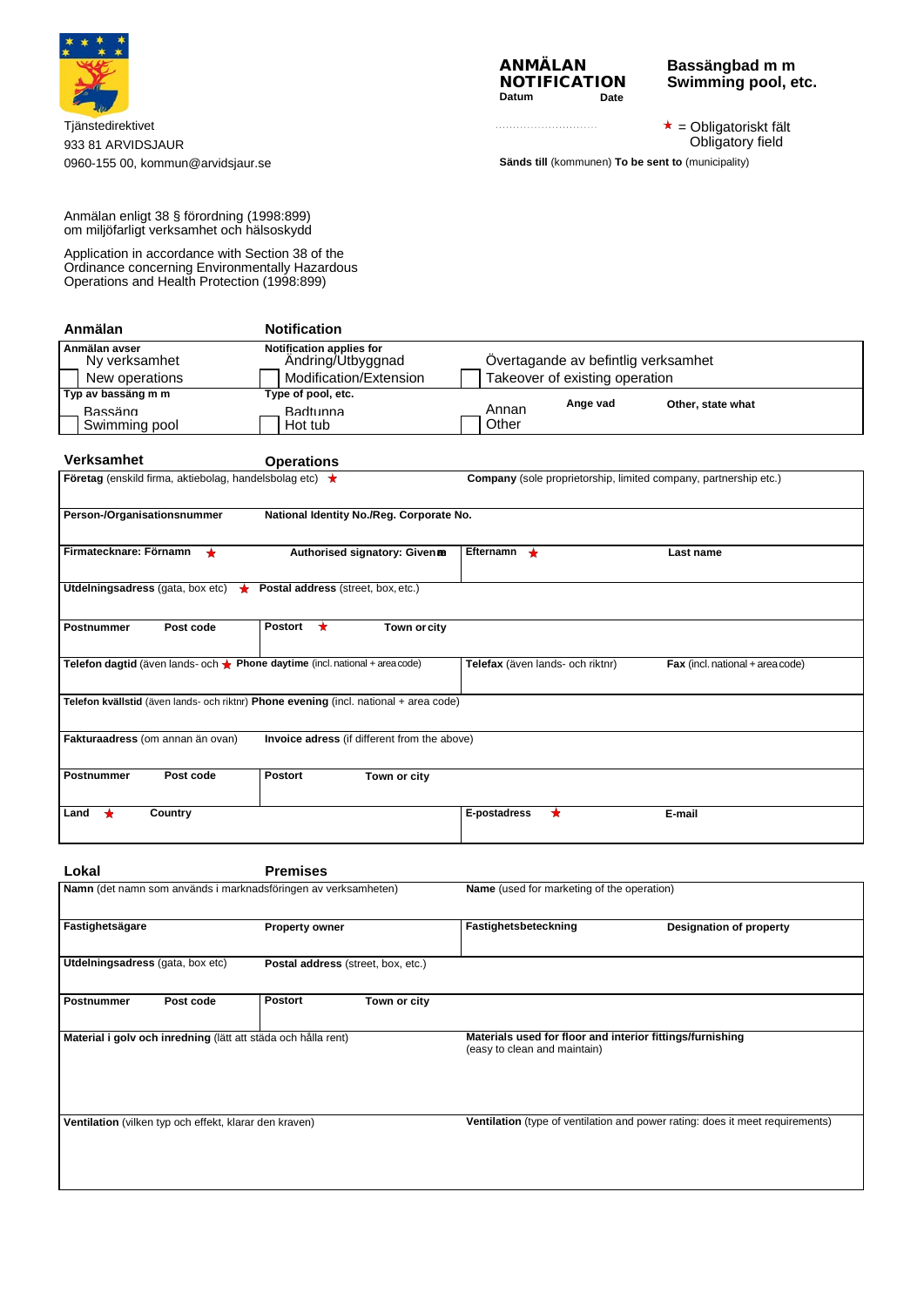Tjänstedirektivet
933 81 ARVIDSJAUR
0960-155 00, kommun@arvidsjaur.se

**ANMÄLAN**
**NOTIFICATION**
**Datum** **Date**

.............................

**Bassängbad m m**
**Swimming pool, etc.**

★ = Obligatoriskt fält
Obligatory field

**Sänds till** (kommunen) **To be sent to** (municipality)

Anmälan enligt 38 § förordning (1998:899)
om miljöfarligt verksamhet och hälsoskydd

Application in accordance with Section 38 of the Ordinance concerning Environmentally Hazardous Operations and Health Protection (1998:899)

## Anmälan — Notification

| **Anmälan avser** / **Notification applies for** | | |
|---|---|---|
| ☐ Ny verksamhet / New operations | ☐ Ändring/Utbyggnad / Modification/Extension | ☐ Övertagande av befintlig verksamhet / Takeover of existing operation |
| **Typ av bassäng m m** / **Type of pool, etc.** | | |
| ☐ Bassäng / Swimming pool | ☐ Badtunna / Hot tub | ☐ Annan / Other — **Ange vad** / **Other, state what** |

## Verksamhet — Operations

| | | | |
|---|---|---|---|
| **Företag** (enskild firma, aktiebolag, handelsbolag etc) ★ | | **Company** (sole proprietorship, limited company, partnership etc.) | |
| **Person-/Organisationsnummer** | **National Identity No./Reg. Corporate No.** | | |
| **Firmatecknare: Förnamn** ★ | **Authorised signatory: Given name** | **Efternamn** ★ | **Last name** |
| **Utdelningsadress** (gata, box etc) ★ | **Postal address** (street, box, etc.) | | |
| **Postnummer** **Post code** | **Postort** ★ **Town or city** | | |
| **Telefon dagtid** (även lands- och riktnr) ★ | **Phone daytime** (incl. national + area code) | **Telefax** (även lands- och riktnr) | **Fax** (incl. national + area code) |
| **Telefon kvällstid** (även lands- och riktnr) | **Phone evening** (incl. national + area code) | | |
| **Fakturaadress** (om annan än ovan) | **Invoice adress** (if different from the above) | | |
| **Postnummer** **Post code** | **Postort** **Town or city** | | |
| **Land** ★ **Country** | | **E-postadress** ★ | **E-mail** |

## Lokal — Premises

| | | | |
|---|---|---|---|
| **Namn** (det namn som används i marknadsföringen av verksamheten) | | **Name** (used for marketing of the operation) | |
| **Fastighetsägare** | **Property owner** | **Fastighetsbeteckning** | **Designation of property** |
| **Utdelningsadress** (gata, box etc) | **Postal address** (street, box, etc.) | | |
| **Postnummer** **Post code** | **Postort** **Town or city** | | |
| **Material i golv och inredning** (lätt att städa och hålla rent) | | **Materials used for floor and interior fittings/furnishing** (easy to clean and maintain) | |
| **Ventilation** (vilken typ och effekt, klarar den kraven) | | **Ventilation** (type of ventilation and power rating: does it meet requirements) | |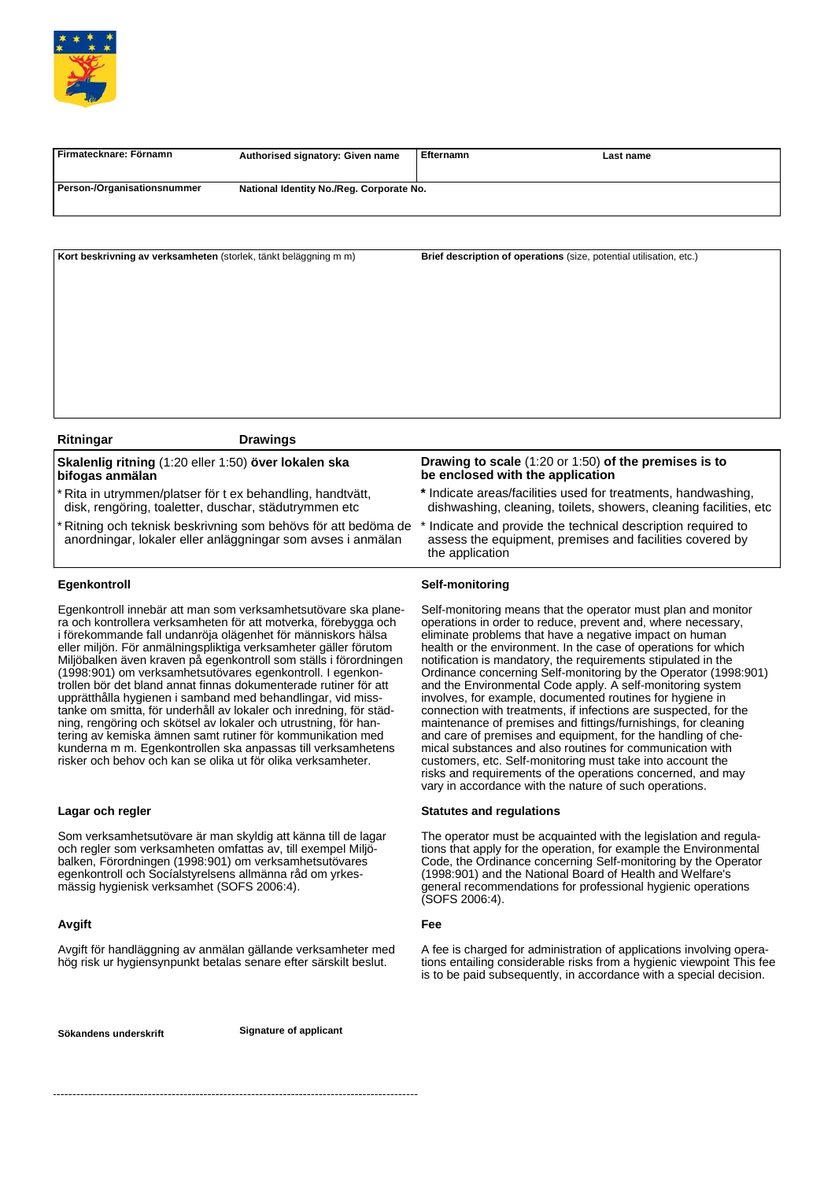| Firmatecknare: Förnamn | Authorised signatory: Given name | Efternamn | Last name |
|---|---|---|---|
| Person-/Organisationsnummer | National Identity No./Reg. Corporate No. | | |

| Kort beskrivning av verksamheten (storlek, tänkt beläggning m m) | Brief description of operations (size, potential utilisation, etc.) |
|---|---|
| | |

## Ritningar — Drawings

| **Skalenlig ritning** (1:20 eller 1:50) **över lokalen ska bifogas anmälan** | **Drawing to scale** (1:20 or 1:50) **of the premises is to be enclosed with the application** |
|---|---|
| * Rita in utrymmen/platser för t ex behandling, handtvätt, disk, rengöring, toaletter, duschar, städutrymmen etc | * Indicate areas/facilities used for treatments, handwashing, dishwashing, cleaning, toilets, showers, cleaning facilities, etc |
| * Ritning och teknisk beskrivning som behövs för att bedöma de anordningar, lokaler eller anläggningar som avses i anmälan | * Indicate and provide the technical description required to assess the equipment, premises and facilities covered by the application |

### Egenkontroll

Egenkontroll innebär att man som verksamhetsutövare ska planera och kontrollera verksamheten för att motverka, förebygga och i förekommande fall undanröja olägenhet för människors hälsa eller miljön. För anmälningspliktiga verksamheter gäller förutom Miljöbalken även kraven på egenkontroll som ställs i förordningen (1998:901) om verksamhetsutövares egenkontroll. I egenkontrollen bör det bland annat finnas dokumenterade rutiner för att upprätthålla hygienen i samband med behandlingar, vid misstanke om smitta, för underhåll av lokaler och inredning, för städning, rengöring och skötsel av lokaler och utrustning, för hantering av kemiska ämnen samt rutiner för kommunikation med kunderna m m. Egenkontrollen ska anpassas till verksamhetens risker och behov och kan se olika ut för olika verksamheter.

### Self-monitoring

Self-monitoring means that the operator must plan and monitor operations in order to reduce, prevent and, where necessary, eliminate problems that have a negative impact on human health or the environment. In the case of operations for which notification is mandatory, the requirements stipulated in the Ordinance concerning Self-monitoring by the Operator (1998:901) and the Environmental Code apply. A self-monitoring system involves, for example, documented routines for hygiene in connection with treatments, if infections are suspected, for the maintenance of premises and fittings/furnishings, for cleaning and care of premises and equipment, for the handling of chemical substances and also routines for communication with customers, etc. Self-monitoring must take into account the risks and requirements of the operations concerned, and may vary in accordance with the nature of such operations.

### Lagar och regler

Som verksamhetsutövare är man skyldig att känna till de lagar och regler som verksamheten omfattas av, till exempel Miljöbalken, Förordningen (1998:901) om verksamhetsutövares egenkontroll och Socialstyrelsens allmänna råd om yrkesmässig hygienisk verksamhet (SOFS 2006:4).

### Statutes and regulations

The operator must be acquainted with the legislation and regulations that apply for the operation, for example the Environmental Code, the Ordinance concerning Self-monitoring by the Operator (1998:901) and the National Board of Health and Welfare's general recommendations for professional hygienic operations (SOFS 2006:4).

### Avgift

Avgift för handläggning av anmälan gällande verksamheter med hög risk ur hygiensynpunkt betalas senare efter särskilt beslut.

### Fee

A fee is charged for administration of applications involving operations entailing considerable risks from a hygienic viewpoint This fee is to be paid subsequently, in accordance with a special decision.

**Sökandens underskrift** — **Signature of applicant**

---------------------------------------------------------------------------------------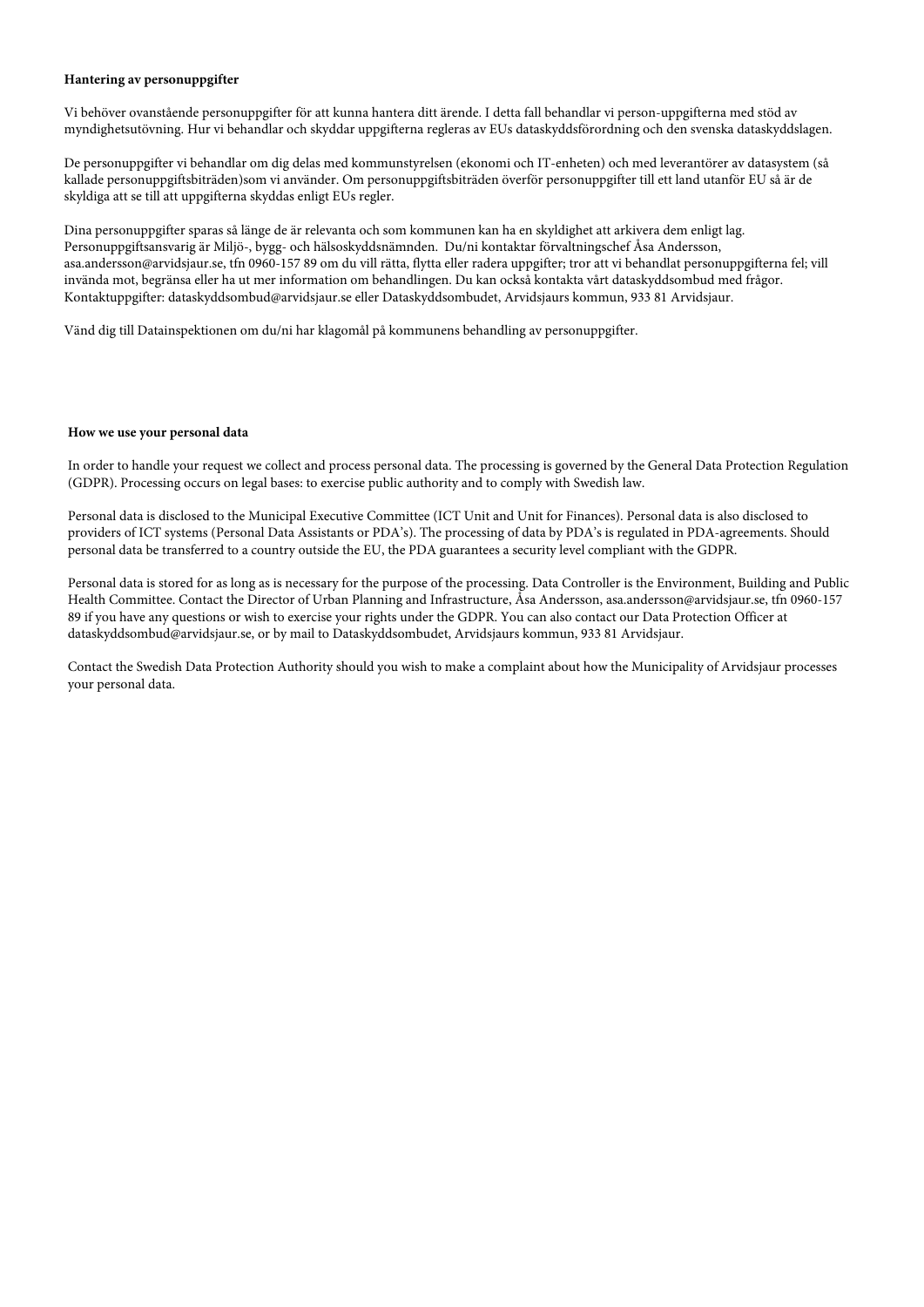**Hantering av personuppgifter**

Vi behöver ovanstående personuppgifter för att kunna hantera ditt ärende. I detta fall behandlar vi person-uppgifterna med stöd av myndighetsutövning. Hur vi behandlar och skyddar uppgifterna regleras av EUs dataskyddsförordning och den svenska dataskyddslagen.

De personuppgifter vi behandlar om dig delas med kommunstyrelsen (ekonomi och IT-enheten) och med leverantörer av datasystem (så kallade personuppgiftsbiträden)som vi använder. Om personuppgiftsbiträden överför personuppgifter till ett land utanför EU så är de skyldiga att se till att uppgifterna skyddas enligt EUs regler.

Dina personuppgifter sparas så länge de är relevanta och som kommunen kan ha en skyldighet att arkivera dem enligt lag. Personuppgiftsansvarig är Miljö-, bygg- och hälsoskyddsnämnden. Du/ni kontaktar förvaltningschef Åsa Andersson, asa.andersson@arvidsjaur.se, tfn 0960-157 89 om du vill rätta, flytta eller radera uppgifter; tror att vi behandlat personuppgifterna fel; vill invända mot, begränsa eller ha ut mer information om behandlingen. Du kan också kontakta vårt dataskyddsombud med frågor. Kontaktuppgifter: dataskyddsombud@arvidsjaur.se eller Dataskyddsombudet, Arvidsjaurs kommun, 933 81 Arvidsjaur.

Vänd dig till Datainspektionen om du/ni har klagomål på kommunens behandling av personuppgifter.

**How we use your personal data**

In order to handle your request we collect and process personal data. The processing is governed by the General Data Protection Regulation (GDPR). Processing occurs on legal bases: to exercise public authority and to comply with Swedish law.

Personal data is disclosed to the Municipal Executive Committee (ICT Unit and Unit for Finances). Personal data is also disclosed to providers of ICT systems (Personal Data Assistants or PDA's). The processing of data by PDA's is regulated in PDA-agreements. Should personal data be transferred to a country outside the EU, the PDA guarantees a security level compliant with the GDPR.

Personal data is stored for as long as is necessary for the purpose of the processing. Data Controller is the Environment, Building and Public Health Committee. Contact the Director of Urban Planning and Infrastructure, Åsa Andersson, asa.andersson@arvidsjaur.se, tfn 0960-157 89 if you have any questions or wish to exercise your rights under the GDPR. You can also contact our Data Protection Officer at dataskyddsombud@arvidsjaur.se, or by mail to Dataskyddsombudet, Arvidsjaurs kommun, 933 81 Arvidsjaur.

Contact the Swedish Data Protection Authority should you wish to make a complaint about how the Municipality of Arvidsjaur processes your personal data.